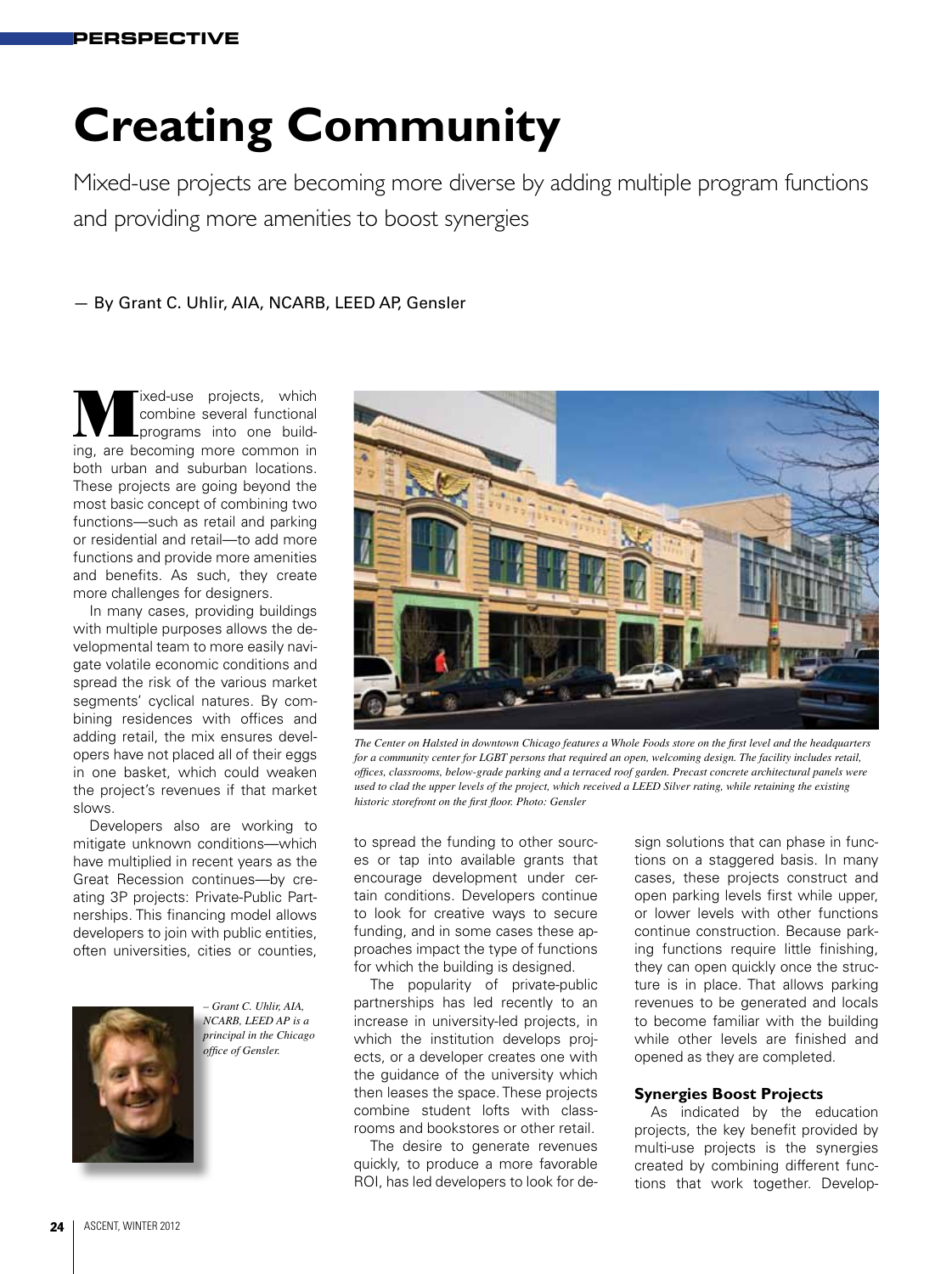PERSPECTIVE

# Creating Community

Mixed-use projects are becoming more diverse by adding multiple program functions and providing more amenities to boost synergies

— By Grant C. Uhlir, AIA, NCARB, LEED AP, Gensler

Mixed-use projects, which combine several functional programs into one building, are becoming more common in both urban and suburban locations. These projects are going beyond the most basic concept of combining two functions—such as retail and parking or residential and retail—to add more functions and provide more amenities and benefits. As such, they create more challenges for designers.

In many cases, providing buildings with multiple purposes allows the developmental team to more easily navigate volatile economic conditions and spread the risk of the various market segments' cyclical natures. By combining residences with offices and adding retail, the mix ensures developers have not placed all of their eggs in one basket, which could weaken the project's revenues if that market slows.

Developers also are working to mitigate unknown conditions—which have multiplied in recent years as the Great Recession continues—by creating 3P projects: Private-Public Partnerships. This financing model allows developers to join with public entities, often universities, cities or counties, to spread the funding to other sources or tap into available grants that encourage development under certain conditions. Developers continue to look for creative ways to secure funding, and in some cases these approaches impact the type of functions for which the building is designed.

*– Grant C. Uhlir, AIA, NCARB, LEED AP is a principal in the Chicago office of Gensler.*

*The Center on Halsted in downtown Chicago features a Whole Foods store on the first level and the headquarters for a community center for LGBT persons that required an open, welcoming design. The facility includes retail, offices, classrooms, below-grade parking and a terraced roof garden. Precast concrete architectural panels were used to clad the upper levels of the project, which received a LEED Silver rating, while retaining the existing historic storefront on the first floor. Photo: Gensler*

The popularity of private-public partnerships has led recently to an increase in university-led projects, in which the institution develops projects, or a developer creates one with the guidance of the university which then leases the space. These projects combine student lofts with classrooms and bookstores or other retail.

The desire to generate revenues quickly, to produce a more favorable ROI, has led developers to look for design solutions that can phase in functions on a staggered basis. In many cases, these projects construct and open parking levels first while upper, or lower levels with other functions continue construction. Because parking functions require little finishing, they can open quickly once the structure is in place. That allows parking revenues to be generated and locals to become familiar with the building while other levels are finished and opened as they are completed.

### Synergies Boost Projects

As indicated by the education projects, the key benefit provided by multi-use projects is the synergies created by combining different functions that work together. Develop-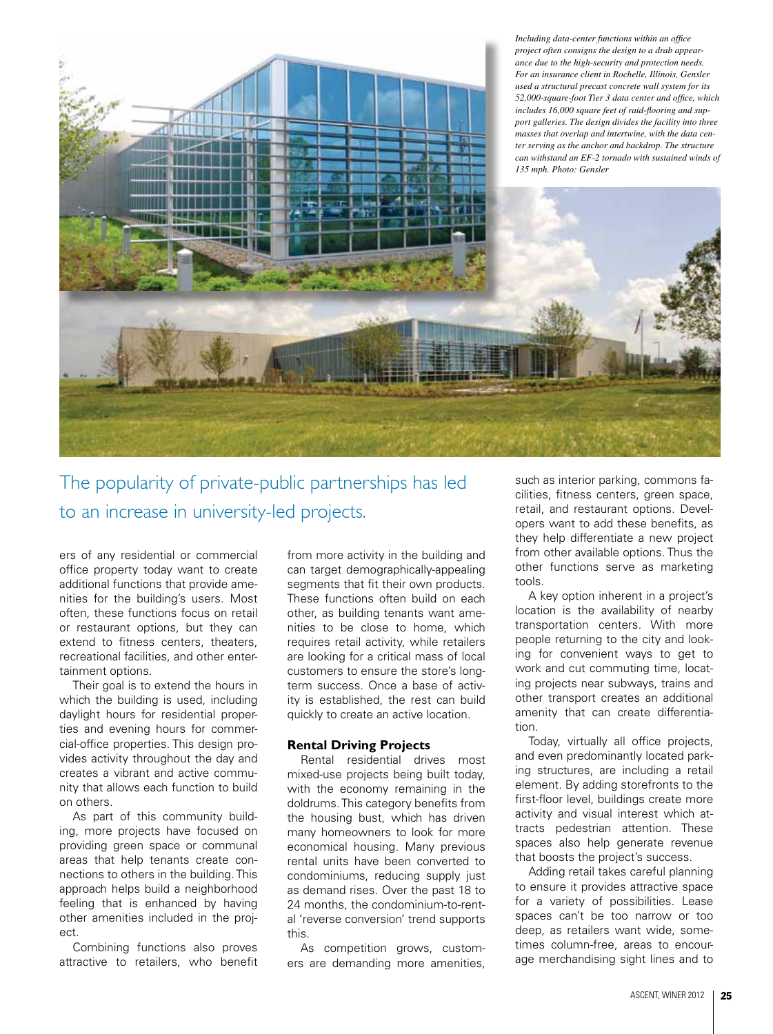*Including data-center functions within an office project often consigns the design to a drab appearance due to the high-security and protection needs. For an insurance client in Rochelle, Illinois, Gensler used a structural precast concrete wall system for its 52,000-square-foot Tier 3 data center and office, which includes 16,000 square feet of raid-flooring and support galleries. The design divides the facility into three masses that overlap and intertwine, with the data center serving as the anchor and backdrop. The structure can withstand an EF-2 tornado with sustained winds of 135 mph. Photo: Gensler*

## The popularity of private-public partnerships has led to an increase in university-led projects.

ers of any residential or commercial office property today want to create additional functions that provide amenities for the building's users. Most often, these functions focus on retail or restaurant options, but they can extend to fitness centers, theaters, recreational facilities, and other entertainment options.

Their goal is to extend the hours in which the building is used, including daylight hours for residential properties and evening hours for commercial-office properties. This design provides activity throughout the day and creates a vibrant and active community that allows each function to build on others.

As part of this community building, more projects have focused on providing green space or communal areas that help tenants create connections to others in the building. This approach helps build a neighborhood feeling that is enhanced by having other amenities included in the project.

Combining functions also proves attractive to retailers, who benefit from more activity in the building and can target demographically-appealing segments that fit their own products. These functions often build on each other, as building tenants want amenities to be close to home, which requires retail activity, while retailers are looking for a critical mass of local customers to ensure the store's long-term success. Once a base of activity is established, the rest can build quickly to create an active location.

**Rental Driving Projects**

Rental residential drives most mixed-use projects being built today, with the economy remaining in the doldrums. This category benefits from the housing bust, which has driven many homeowners to look for more economical housing. Many previous rental units have been converted to condominiums, reducing supply just as demand rises. Over the past 18 to 24 months, the condominium-to-rental 'reverse conversion' trend supports this.

As competition grows, customers are demanding more amenities, such as interior parking, commons facilities, fitness centers, green space, retail, and restaurant options. Developers want to add these benefits, as they help differentiate a new project from other available options. Thus the other functions serve as marketing tools.

A key option inherent in a project's location is the availability of nearby transportation centers. With more people returning to the city and looking for convenient ways to get to work and cut commuting time, locating projects near subways, trains and other transport creates an additional amenity that can create differentiation.

Today, virtually all office projects, and even predominantly located parking structures, are including a retail element. By adding storefronts to the first-floor level, buildings create more activity and visual interest which attracts pedestrian attention. These spaces also help generate revenue that boosts the project's success.

Adding retail takes careful planning to ensure it provides attractive space for a variety of possibilities. Lease spaces can't be too narrow or too deep, as retailers want wide, sometimes column-free, areas to encourage merchandising sight lines and to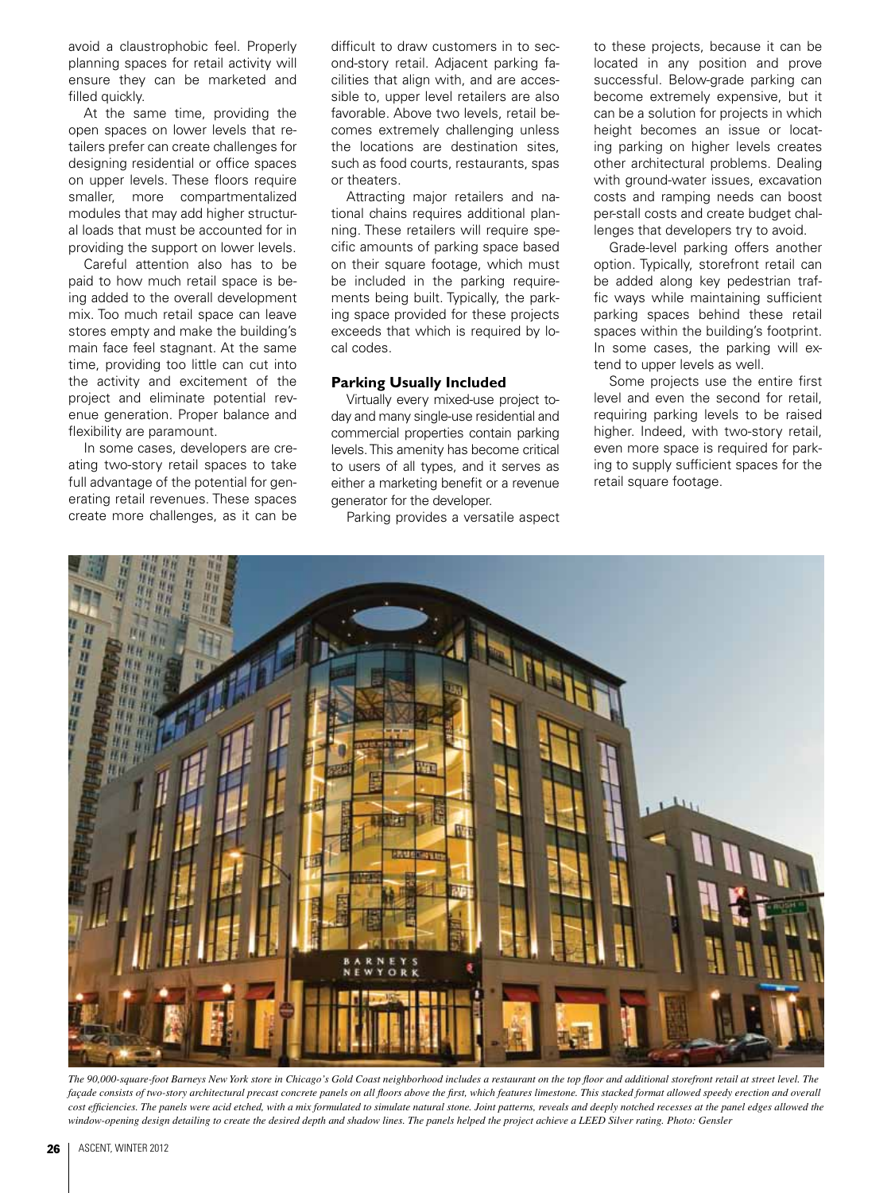avoid a claustrophobic feel. Properly planning spaces for retail activity will ensure they can be marketed and filled quickly.

At the same time, providing the open spaces on lower levels that retailers prefer can create challenges for designing residential or office spaces on upper levels. These floors require smaller, more compartmentalized modules that may add higher structural loads that must be accounted for in providing the support on lower levels.

Careful attention also has to be paid to how much retail space is being added to the overall development mix. Too much retail space can leave stores empty and make the building's main face feel stagnant. At the same time, providing too little can cut into the activity and excitement of the project and eliminate potential revenue generation. Proper balance and flexibility are paramount.

In some cases, developers are creating two-story retail spaces to take full advantage of the potential for generating retail revenues. These spaces create more challenges, as it can be difficult to draw customers in to second-story retail. Adjacent parking facilities that align with, and are accessible to, upper level retailers are also favorable. Above two levels, retail becomes extremely challenging unless the locations are destination sites, such as food courts, restaurants, spas or theaters.

Attracting major retailers and national chains requires additional planning. These retailers will require specific amounts of parking space based on their square footage, which must be included in the parking requirements being built. Typically, the parking space provided for these projects exceeds that which is required by local codes.

## Parking Usually Included

Virtually every mixed-use project today and many single-use residential and commercial properties contain parking levels. This amenity has become critical to users of all types, and it serves as either a marketing benefit or a revenue generator for the developer.

Parking provides a versatile aspect to these projects, because it can be located in any position and prove successful. Below-grade parking can become extremely expensive, but it can be a solution for projects in which height becomes an issue or locating parking on higher levels creates other architectural problems. Dealing with ground-water issues, excavation costs and ramping needs can boost per-stall costs and create budget challenges that developers try to avoid.

Grade-level parking offers another option. Typically, storefront retail can be added along key pedestrian traffic ways while maintaining sufficient parking spaces behind these retail spaces within the building's footprint. In some cases, the parking will extend to upper levels as well.

Some projects use the entire first level and even the second for retail, requiring parking levels to be raised higher. Indeed, with two-story retail, even more space is required for parking to supply sufficient spaces for the retail square footage.

*The 90,000-square-foot Barneys New York store in Chicago's Gold Coast neighborhood includes a restaurant on the top floor and additional storefront retail at street level. The façade consists of two-story architectural precast concrete panels on all floors above the first, which features limestone. This stacked format allowed speedy erection and overall cost efficiencies. The panels were acid etched, with a mix formulated to simulate natural stone. Joint patterns, reveals and deeply notched recesses at the panel edges allowed the window-opening design detailing to create the desired depth and shadow lines. The panels helped the project achieve a LEED Silver rating. Photo: Gensler*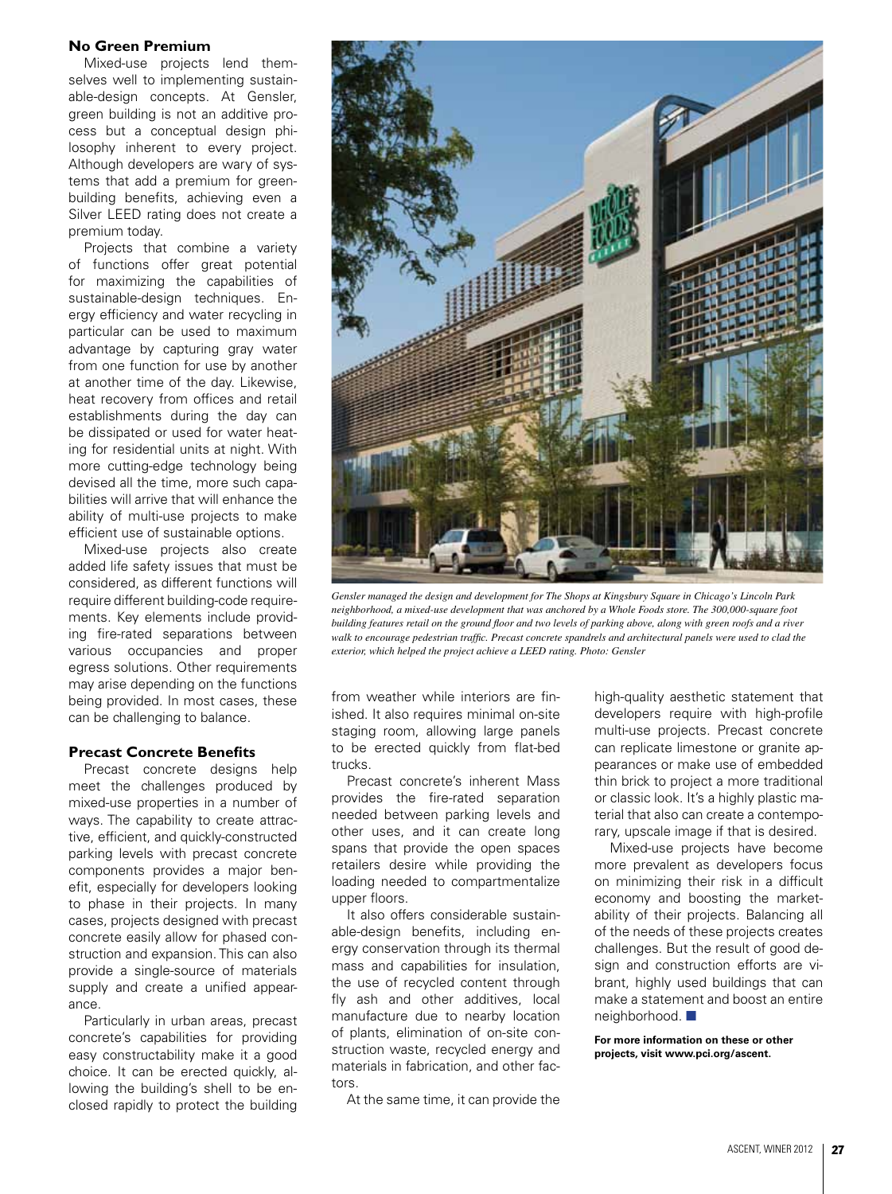## No Green Premium

Mixed-use projects lend themselves well to implementing sustainable-design concepts. At Gensler, green building is not an additive process but a conceptual design philosophy inherent to every project. Although developers are wary of systems that add a premium for green-building benefits, achieving even a Silver LEED rating does not create a premium today.

Projects that combine a variety of functions offer great potential for maximizing the capabilities of sustainable-design techniques. Energy efficiency and water recycling in particular can be used to maximum advantage by capturing gray water from one function for use by another at another time of the day. Likewise, heat recovery from offices and retail establishments during the day can be dissipated or used for water heating for residential units at night. With more cutting-edge technology being devised all the time, more such capabilities will arrive that will enhance the ability of multi-use projects to make efficient use of sustainable options.

Mixed-use projects also create added life safety issues that must be considered, as different functions will require different building-code requirements. Key elements include providing fire-rated separations between various occupancies and proper egress solutions. Other requirements may arise depending on the functions being provided. In most cases, these can be challenging to balance.

## Precast Concrete Benefits

Precast concrete designs help meet the challenges produced by mixed-use properties in a number of ways. The capability to create attractive, efficient, and quickly-constructed parking levels with precast concrete components provides a major benefit, especially for developers looking to phase in their projects. In many cases, projects designed with precast concrete easily allow for phased construction and expansion. This can also provide a single-source of materials supply and create a unified appearance.

Particularly in urban areas, precast concrete's capabilities for providing easy constructability make it a good choice. It can be erected quickly, allowing the building's shell to be enclosed rapidly to protect the building from weather while interiors are finished. It also requires minimal on-site staging room, allowing large panels to be erected quickly from flat-bed trucks.

*Gensler managed the design and development for The Shops at Kingsbury Square in Chicago's Lincoln Park neighborhood, a mixed-use development that was anchored by a Whole Foods store. The 300,000-square foot building features retail on the ground floor and two levels of parking above, along with green roofs and a river walk to encourage pedestrian traffic. Precast concrete spandrels and architectural panels were used to clad the exterior, which helped the project achieve a LEED rating. Photo: Gensler*

Precast concrete's inherent Mass provides the fire-rated separation needed between parking levels and other uses, and it can create long spans that provide the open spaces retailers desire while providing the loading needed to compartmentalize upper floors.

It also offers considerable sustainable-design benefits, including energy conservation through its thermal mass and capabilities for insulation, the use of recycled content through fly ash and other additives, local manufacture due to nearby location of plants, elimination of on-site construction waste, recycled energy and materials in fabrication, and other factors.

At the same time, it can provide the high-quality aesthetic statement that developers require with high-profile multi-use projects. Precast concrete can replicate limestone or granite appearances or make use of embedded thin brick to project a more traditional or classic look. It's a highly plastic material that also can create a contemporary, upscale image if that is desired.

Mixed-use projects have become more prevalent as developers focus on minimizing their risk in a difficult economy and boosting the marketability of their projects. Balancing all of the needs of these projects creates challenges. But the result of good design and construction efforts are vibrant, highly used buildings that can make a statement and boost an entire neighborhood. ■

**For more information on these or other projects, visit www.pci.org/ascent.**